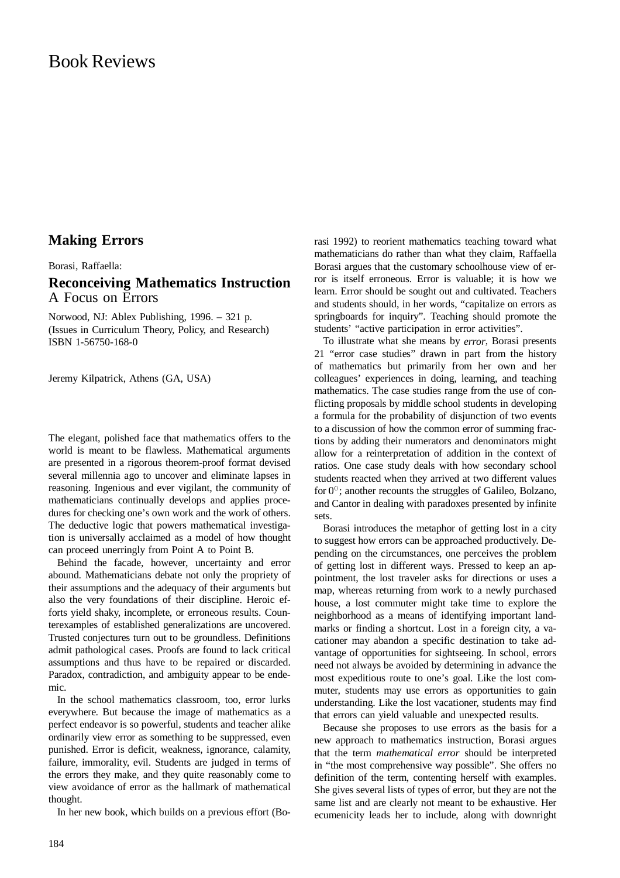# Book Reviews

## Making Errors

Borasi, Raffaella:

### Reconceiving Mathematics Instruction
A Focus on Errors

Norwood, NJ: Ablex Publishing, 1996. – 321 p.
(Issues in Curriculum Theory, Policy, and Research)
ISBN 1-56750-168-0

Jeremy Kilpatrick, Athens (GA, USA)

The elegant, polished face that mathematics offers to the world is meant to be flawless. Mathematical arguments are presented in a rigorous theorem-proof format devised several millennia ago to uncover and eliminate lapses in reasoning. Ingenious and ever vigilant, the community of mathematicians continually develops and applies procedures for checking one's own work and the work of others. The deductive logic that powers mathematical investigation is universally acclaimed as a model of how thought can proceed unerringly from Point A to Point B.

Behind the facade, however, uncertainty and error abound. Mathematicians debate not only the propriety of their assumptions and the adequacy of their arguments but also the very foundations of their discipline. Heroic efforts yield shaky, incomplete, or erroneous results. Counterexamples of established generalizations are uncovered. Trusted conjectures turn out to be groundless. Definitions admit pathological cases. Proofs are found to lack critical assumptions and thus have to be repaired or discarded. Paradox, contradiction, and ambiguity appear to be endemic.

In the school mathematics classroom, too, error lurks everywhere. But because the image of mathematics as a perfect endeavor is so powerful, students and teacher alike ordinarily view error as something to be suppressed, even punished. Error is deficit, weakness, ignorance, calamity, failure, immorality, evil. Students are judged in terms of the errors they make, and they quite reasonably come to view avoidance of error as the hallmark of mathematical thought.

In her new book, which builds on a previous effort (Borasi 1992) to reorient mathematics teaching toward what mathematicians do rather than what they claim, Raffaella Borasi argues that the customary schoolhouse view of error is itself erroneous. Error is valuable; it is how we learn. Error should be sought out and cultivated. Teachers and students should, in her words, "capitalize on errors as springboards for inquiry". Teaching should promote the students' "active participation in error activities".

To illustrate what she means by *error*, Borasi presents 21 "error case studies" drawn in part from the history of mathematics but primarily from her own and her colleagues' experiences in doing, learning, and teaching mathematics. The case studies range from the use of conflicting proposals by middle school students in developing a formula for the probability of disjunction of two events to a discussion of how the common error of summing fractions by adding their numerators and denominators might allow for a reinterpretation of addition in the context of ratios. One case study deals with how secondary school students reacted when they arrived at two different values for $0^0$; another recounts the struggles of Galileo, Bolzano, and Cantor in dealing with paradoxes presented by infinite sets.

Borasi introduces the metaphor of getting lost in a city to suggest how errors can be approached productively. Depending on the circumstances, one perceives the problem of getting lost in different ways. Pressed to keep an appointment, the lost traveler asks for directions or uses a map, whereas returning from work to a newly purchased house, a lost commuter might take time to explore the neighborhood as a means of identifying important landmarks or finding a shortcut. Lost in a foreign city, a vacationer may abandon a specific destination to take advantage of opportunities for sightseeing. In school, errors need not always be avoided by determining in advance the most expeditious route to one's goal. Like the lost commuter, students may use errors as opportunities to gain understanding. Like the lost vacationer, students may find that errors can yield valuable and unexpected results.

Because she proposes to use errors as the basis for a new approach to mathematics instruction, Borasi argues that the term *mathematical error* should be interpreted in "the most comprehensive way possible". She offers no definition of the term, contenting herself with examples. She gives several lists of types of error, but they are not the same list and are clearly not meant to be exhaustive. Her ecumenicity leads her to include, along with downright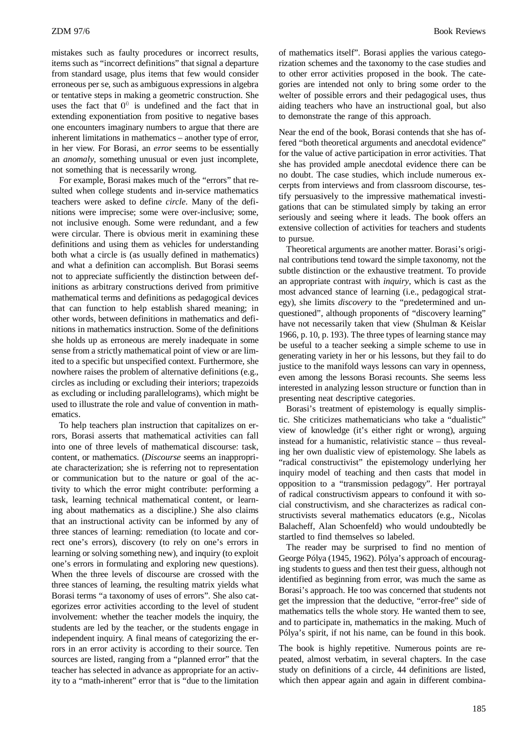mistakes such as faulty procedures or incorrect results, items such as "incorrect definitions" that signal a departure from standard usage, plus items that few would consider erroneous per se, such as ambiguous expressions in algebra or tentative steps in making a geometric construction. She uses the fact that $0^0$ is undefined and the fact that in extending exponentiation from positive to negative bases one encounters imaginary numbers to argue that there are inherent limitations in mathematics – another type of error, in her view. For Borasi, an *error* seems to be essentially an *anomaly*, something unusual or even just incomplete, not something that is necessarily wrong.

For example, Borasi makes much of the "errors" that resulted when college students and in-service mathematics teachers were asked to define *circle*. Many of the definitions were imprecise; some were over-inclusive; some, not inclusive enough. Some were redundant, and a few were circular. There is obvious merit in examining these definitions and using them as vehicles for understanding both what a circle is (as usually defined in mathematics) and what a definition can accomplish. But Borasi seems not to appreciate sufficiently the distinction between definitions as arbitrary constructions derived from primitive mathematical terms and definitions as pedagogical devices that can function to help establish shared meaning; in other words, between definitions in mathematics and definitions in mathematics instruction. Some of the definitions she holds up as erroneous are merely inadequate in some sense from a strictly mathematical point of view or are limited to a specific but unspecified context. Furthermore, she nowhere raises the problem of alternative definitions (e.g., circles as including or excluding their interiors; trapezoids as excluding or including parallelograms), which might be used to illustrate the role and value of convention in mathematics.

To help teachers plan instruction that capitalizes on errors, Borasi asserts that mathematical activities can fall into one of three levels of mathematical discourse: task, content, or mathematics. (*Discourse* seems an inappropriate characterization; she is referring not to representation or communication but to the nature or goal of the activity to which the error might contribute: performing a task, learning technical mathematical content, or learning about mathematics as a discipline.) She also claims that an instructional activity can be informed by any of three stances of learning: remediation (to locate and correct one's errors), discovery (to rely on one's errors in learning or solving something new), and inquiry (to exploit one's errors in formulating and exploring new questions). When the three levels of discourse are crossed with the three stances of learning, the resulting matrix yields what Borasi terms "a taxonomy of uses of errors". She also categorizes error activities according to the level of student involvement: whether the teacher models the inquiry, the students are led by the teacher, or the students engage in independent inquiry. A final means of categorizing the errors in an error activity is according to their source. Ten sources are listed, ranging from a "planned error" that the teacher has selected in advance as appropriate for an activity to a "math-inherent" error that is "due to the limitation of mathematics itself". Borasi applies the various categorization schemes and the taxonomy to the case studies and to other error activities proposed in the book. The categories are intended not only to bring some order to the welter of possible errors and their pedagogical uses, thus aiding teachers who have an instructional goal, but also to demonstrate the range of this approach.

Near the end of the book, Borasi contends that she has offered "both theoretical arguments and anecdotal evidence" for the value of active participation in error activities. That she has provided ample anecdotal evidence there can be no doubt. The case studies, which include numerous excerpts from interviews and from classroom discourse, testify persuasively to the impressive mathematical investigations that can be stimulated simply by taking an error seriously and seeing where it leads. The book offers an extensive collection of activities for teachers and students to pursue.

Theoretical arguments are another matter. Borasi's original contributions tend toward the simple taxonomy, not the subtle distinction or the exhaustive treatment. To provide an appropriate contrast with *inquiry*, which is cast as the most advanced stance of learning (i.e., pedagogical strategy), she limits *discovery* to the "predetermined and unquestioned", although proponents of "discovery learning" have not necessarily taken that view (Shulman & Keislar 1966, p. 10, p. 193). The three types of learning stance may be useful to a teacher seeking a simple scheme to use in generating variety in her or his lessons, but they fail to do justice to the manifold ways lessons can vary in openness, even among the lessons Borasi recounts. She seems less interested in analyzing lesson structure or function than in presenting neat descriptive categories.

Borasi's treatment of epistemology is equally simplistic. She criticizes mathematicians who take a "dualistic" view of knowledge (it's either right or wrong), arguing instead for a humanistic, relativistic stance – thus revealing her own dualistic view of epistemology. She labels as "radical constructivist" the epistemology underlying her inquiry model of teaching and then casts that model in opposition to a "transmission pedagogy". Her portrayal of radical constructivism appears to confound it with social constructivism, and she characterizes as radical constructivists several mathematics educators (e.g., Nicolas Balacheff, Alan Schoenfeld) who would undoubtedly be startled to find themselves so labeled.

The reader may be surprised to find no mention of George Pólya (1945, 1962). Pólya's approach of encouraging students to guess and then test their guess, although not identified as beginning from error, was much the same as Borasi's approach. He too was concerned that students not get the impression that the deductive, "error-free" side of mathematics tells the whole story. He wanted them to see, and to participate in, mathematics in the making. Much of Pólya's spirit, if not his name, can be found in this book.

The book is highly repetitive. Numerous points are repeated, almost verbatim, in several chapters. In the case study on definitions of a circle, 44 definitions are listed, which then appear again and again in different combina-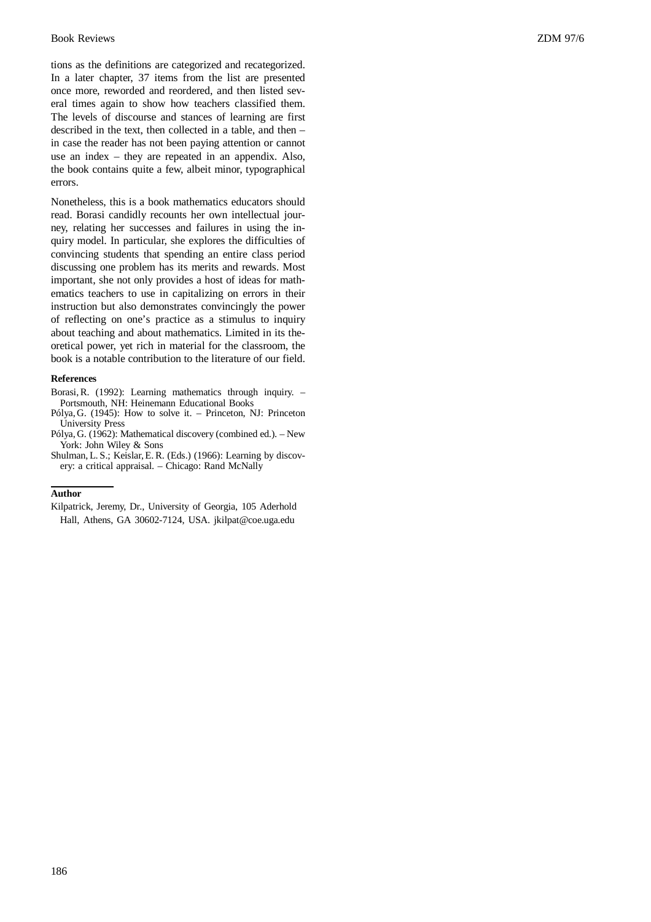tions as the definitions are categorized and recategorized. In a later chapter, 37 items from the list are presented once more, reworded and reordered, and then listed several times again to show how teachers classified them. The levels of discourse and stances of learning are first described in the text, then collected in a table, and then – in case the reader has not been paying attention or cannot use an index – they are repeated in an appendix. Also, the book contains quite a few, albeit minor, typographical errors.

Nonetheless, this is a book mathematics educators should read. Borasi candidly recounts her own intellectual journey, relating her successes and failures in using the inquiry model. In particular, she explores the difficulties of convincing students that spending an entire class period discussing one problem has its merits and rewards. Most important, she not only provides a host of ideas for mathematics teachers to use in capitalizing on errors in their instruction but also demonstrates convincingly the power of reflecting on one's practice as a stimulus to inquiry about teaching and about mathematics. Limited in its theoretical power, yet rich in material for the classroom, the book is a notable contribution to the literature of our field.

**References**

Borasi, R. (1992): Learning mathematics through inquiry. – Portsmouth, NH: Heinemann Educational Books

Pólya, G. (1945): How to solve it. – Princeton, NJ: Princeton University Press

Pólya, G. (1962): Mathematical discovery (combined ed.). – New York: John Wiley & Sons

Shulman, L. S.; Keislar, E. R. (Eds.) (1966): Learning by discovery: a critical appraisal. – Chicago: Rand McNally

**Author**

Kilpatrick, Jeremy, Dr., University of Georgia, 105 Aderhold Hall, Athens, GA 30602-7124, USA. jkilpat@coe.uga.edu